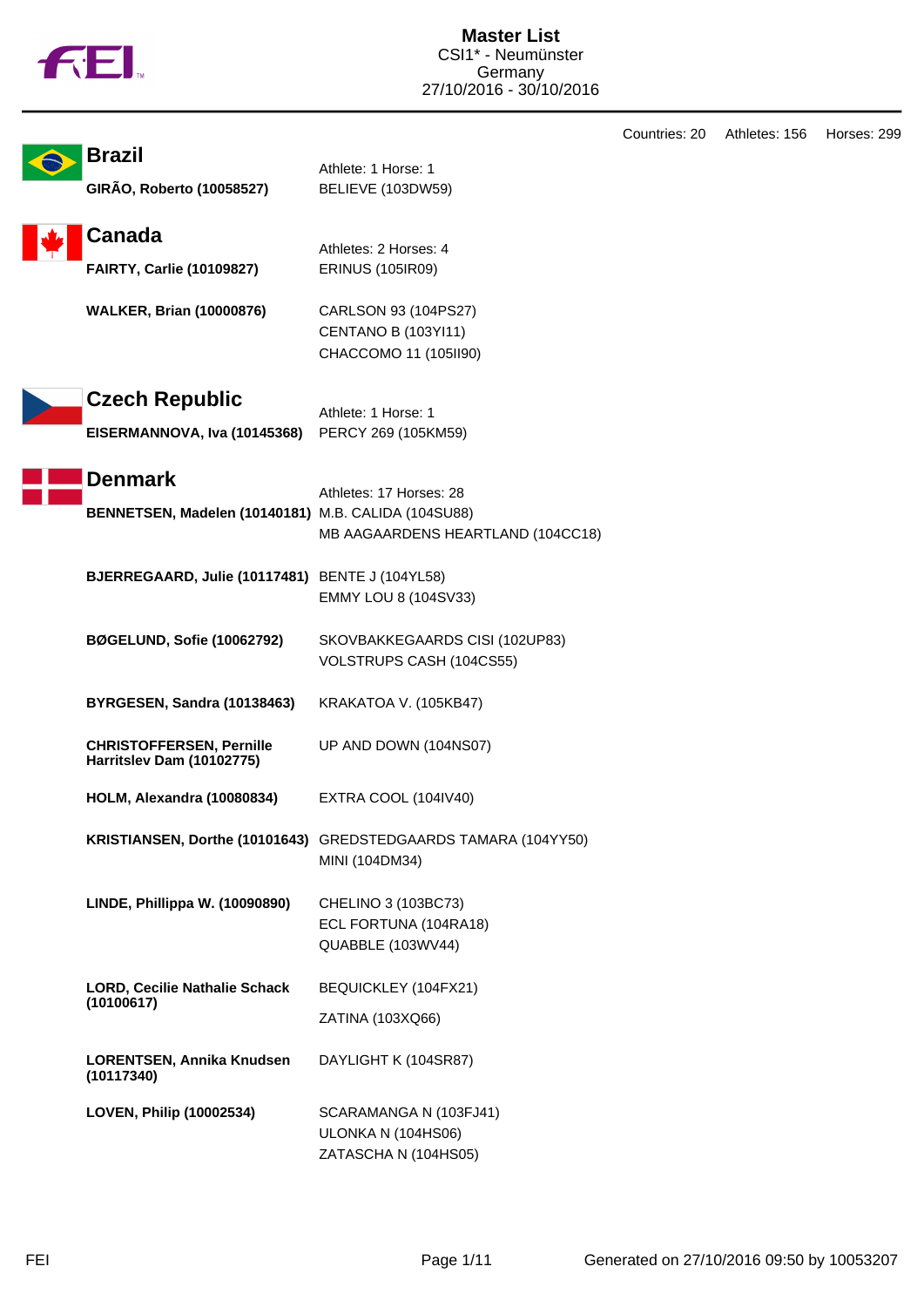# Master List

CSI1* - Neumünster
Germany
27/10/2016 - 30/10/2016

Countries: 20 Athletes: 156 Horses: 299

## Brazil

Athlete: 1 Horse: 1

| Athlete | Horses |
|---|---|
| **GIRÃO, Roberto (10058527)** | BELIEVE (103DW59) |

## Canada

Athletes: 2 Horses: 4

| Athlete | Horses |
|---|---|
| **FAIRTY, Carlie (10109827)** | ERINUS (105IR09) |
| **WALKER, Brian (10000876)** | CARLSON 93 (104PS27)<br>CENTANO B (103YI11)<br>CHACCOMO 11 (105II90) |

## Czech Republic

Athlete: 1 Horse: 1

| Athlete | Horses |
|---|---|
| **EISERMANNOVA, Iva (10145368)** | PERCY 269 (105KM59) |

## Denmark

Athletes: 17 Horses: 28

| Athlete | Horses |
|---|---|
| **BENNETSEN, Madelen (10140181)** | M.B. CALIDA (104SU88)<br>MB AAGAARDENS HEARTLAND (104CC18) |
| **BJERREGAARD, Julie (10117481)** | BENTE J (104YL58)<br>EMMY LOU 8 (104SV33) |
| **BØGELUND, Sofie (10062792)** | SKOVBAKKEGAARDS CISI (102UP83)<br>VOLSTRUPS CASH (104CS55) |
| **BYRGESEN, Sandra (10138463)** | KRAKATOA V. (105KB47) |
| **CHRISTOFFERSEN, Pernille Harritslev Dam (10102775)** | UP AND DOWN (104NS07) |
| **HOLM, Alexandra (10080834)** | EXTRA COOL (104IV40) |
| **KRISTIANSEN, Dorthe (10101643)** | GREDSTEDGAARDS TAMARA (104YY50)<br>MINI (104DM34) |
| **LINDE, Phillippa W. (10090890)** | CHELINO 3 (103BC73)<br>ECL FORTUNA (104RA18)<br>QUABBLE (103WV44) |
| **LORD, Cecilie Nathalie Schack (10100617)** | BEQUICKLEY (104FX21)<br>ZATINA (103XQ66) |
| **LORENTSEN, Annika Knudsen (10117340)** | DAYLIGHT K (104SR87) |
| **LOVEN, Philip (10002534)** | SCARAMANGA N (103FJ41)<br>ULONKA N (104HS06)<br>ZATASCHA N (104HS05) |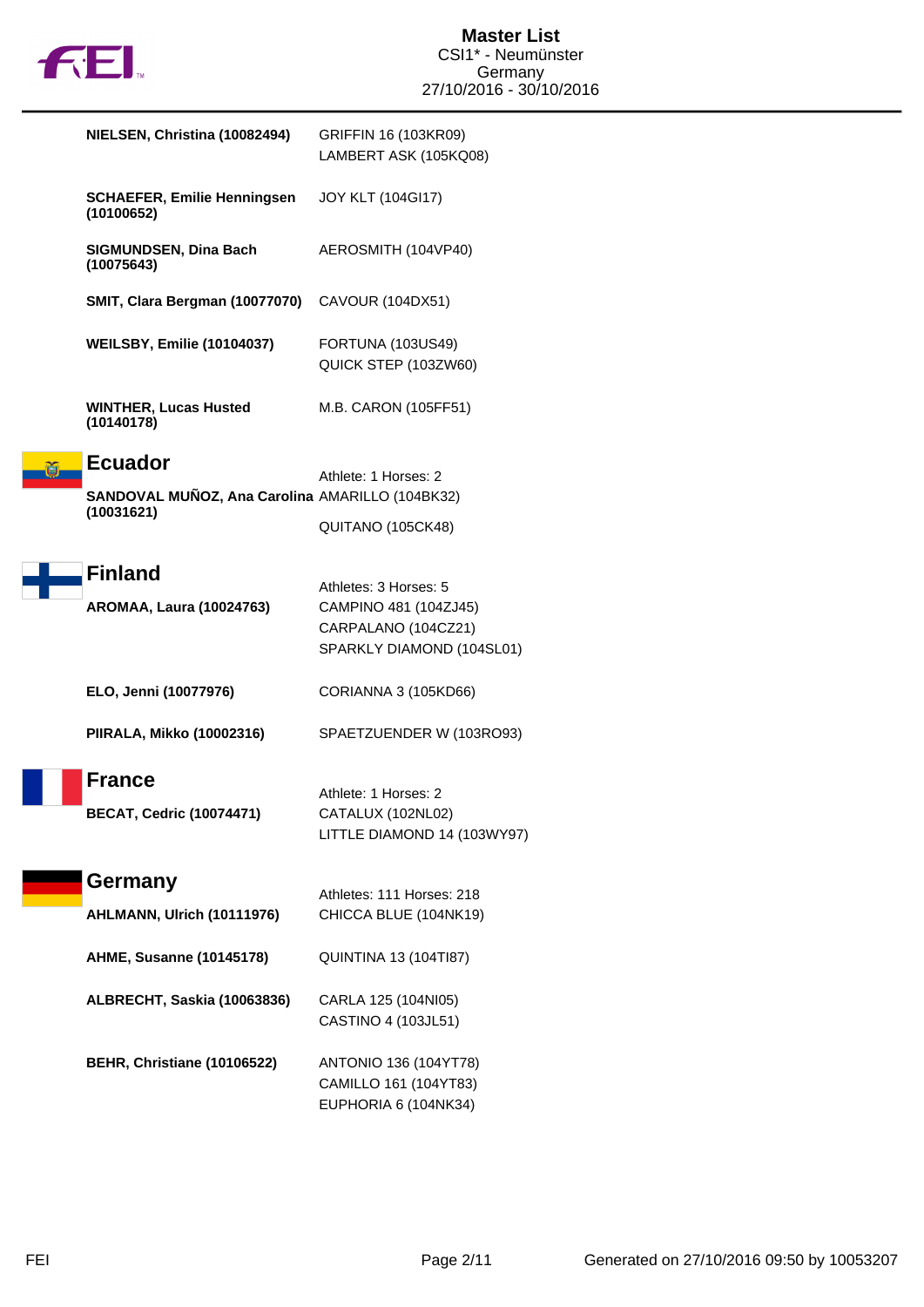**NIELSEN, Christina (10082494)** GRIFFIN 16 (103KR09)
LAMBERT ASK (105KQ08)

**SCHAEFER, Emilie Henningsen (10100652)** JOY KLT (104GI17)

**SIGMUNDSEN, Dina Bach (10075643)** AEROSMITH (104VP40)

**SMIT, Clara Bergman (10077070)** CAVOUR (104DX51)

**WEILSBY, Emilie (10104037)** FORTUNA (103US49)
QUICK STEP (103ZW60)

**WINTHER, Lucas Husted (10140178)** M.B. CARON (105FF51)

## Ecuador

Athlete: 1 Horses: 2

**SANDOVAL MUÑOZ, Ana Carolina (10031621)** AMARILLO (104BK32)
QUITANO (105CK48)

## Finland

Athletes: 3 Horses: 5

**AROMAA, Laura (10024763)** CAMPINO 481 (104ZJ45)
CARPALANO (104CZ21)
SPARKLY DIAMOND (104SL01)

**ELO, Jenni (10077976)** CORIANNA 3 (105KD66)

**PIIRALA, Mikko (10002316)** SPAETZUENDER W (103RO93)

## France

Athlete: 1 Horses: 2

**BECAT, Cedric (10074471)** CATALUX (102NL02)
LITTLE DIAMOND 14 (103WY97)

## Germany

Athletes: 111 Horses: 218

**AHLMANN, Ulrich (10111976)** CHICCA BLUE (104NK19)

**AHME, Susanne (10145178)** QUINTINA 13 (104TI87)

**ALBRECHT, Saskia (10063836)** CARLA 125 (104NI05)
CASTINO 4 (103JL51)

**BEHR, Christiane (10106522)** ANTONIO 136 (104YT78)
CAMILLO 161 (104YT83)
EUPHORIA 6 (104NK34)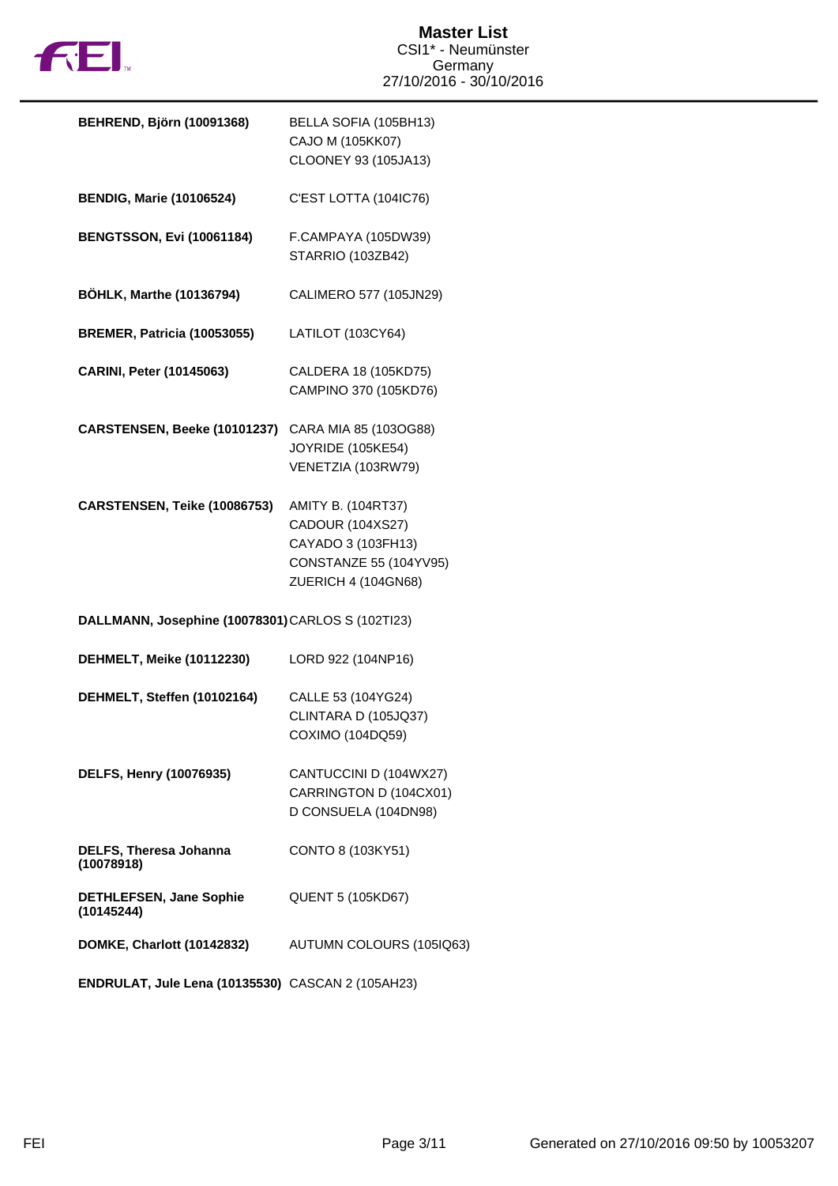# Master List

CSI1* - Neumünster
Germany
27/10/2016 - 30/10/2016

| Rider | Horses |
|---|---|
| **BEHREND, Björn (10091368)** | BELLA SOFIA (105BH13)<br>CAJO M (105KK07)<br>CLOONEY 93 (105JA13) |
| **BENDIG, Marie (10106524)** | C'EST LOTTA (104IC76) |
| **BENGTSSON, Evi (10061184)** | F.CAMPAYA (105DW39)<br>STARRIO (103ZB42) |
| **BÖHLK, Marthe (10136794)** | CALIMERO 577 (105JN29) |
| **BREMER, Patricia (10053055)** | LATILOT (103CY64) |
| **CARINI, Peter (10145063)** | CALDERA 18 (105KD75)<br>CAMPINO 370 (105KD76) |
| **CARSTENSEN, Beeke (10101237)** | CARA MIA 85 (103OG88)<br>JOYRIDE (105KE54)<br>VENETZIA (103RW79) |
| **CARSTENSEN, Teike (10086753)** | AMITY B. (104RT37)<br>CADOUR (104XS27)<br>CAYADO 3 (103FH13)<br>CONSTANZE 55 (104YV95)<br>ZUERICH 4 (104GN68) |
| **DALLMANN, Josephine (10078301)** | CARLOS S (102TI23) |
| **DEHMELT, Meike (10112230)** | LORD 922 (104NP16) |
| **DEHMELT, Steffen (10102164)** | CALLE 53 (104YG24)<br>CLINTARA D (105JQ37)<br>COXIMO (104DQ59) |
| **DELFS, Henry (10076935)** | CANTUCCINI D (104WX27)<br>CARRINGTON D (104CX01)<br>D CONSUELA (104DN98) |
| **DELFS, Theresa Johanna (10078918)** | CONTO 8 (103KY51) |
| **DETHLEFSEN, Jane Sophie (10145244)** | QUENT 5 (105KD67) |
| **DOMKE, Charlott (10142832)** | AUTUMN COLOURS (105IQ63) |
| **ENDRULAT, Jule Lena (10135530)** | CASCAN 2 (105AH23) |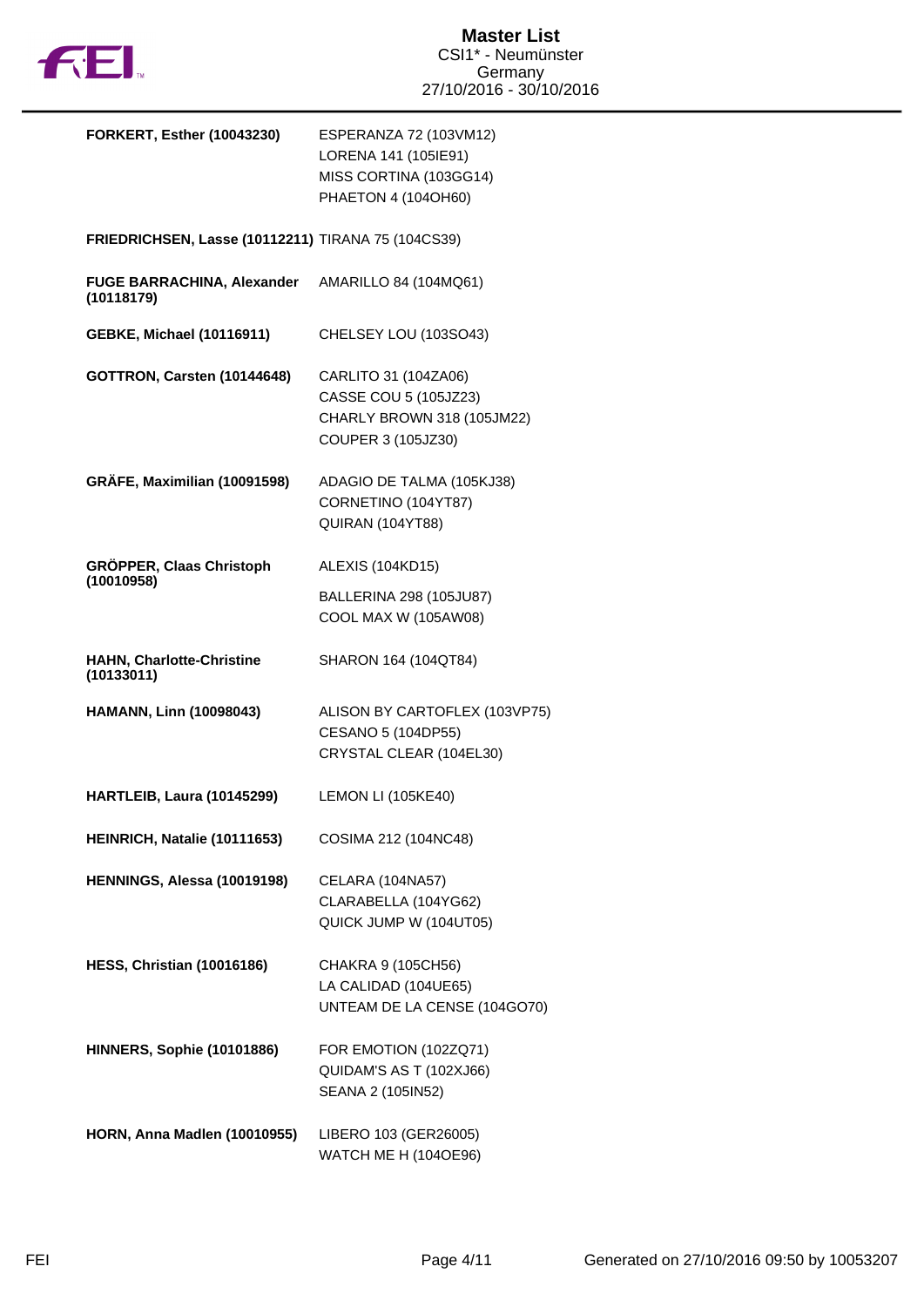# Master List

CSI1* - Neumünster
Germany
27/10/2016 - 30/10/2016

| Rider | Horses |
| --- | --- |
| **FORKERT, Esther (10043230)** | ESPERANZA 72 (103VM12)<br>LORENA 141 (105IE91)<br>MISS CORTINA (103GG14)<br>PHAETON 4 (104OH60) |
| **FRIEDRICHSEN, Lasse (10112211)** | TIRANA 75 (104CS39) |
| **FUGE BARRACHINA, Alexander (10118179)** | AMARILLO 84 (104MQ61) |
| **GEBKE, Michael (10116911)** | CHELSEY LOU (103SO43) |
| **GOTTRON, Carsten (10144648)** | CARLITO 31 (104ZA06)<br>CASSE COU 5 (105JZ23)<br>CHARLY BROWN 318 (105JM22)<br>COUPER 3 (105JZ30) |
| **GRÄFE, Maximilian (10091598)** | ADAGIO DE TALMA (105KJ38)<br>CORNETINO (104YT87)<br>QUIRAN (104YT88) |
| **GRÖPPER, Claas Christoph (10010958)** | ALEXIS (104KD15)<br>BALLERINA 298 (105JU87)<br>COOL MAX W (105AW08) |
| **HAHN, Charlotte-Christine (10133011)** | SHARON 164 (104QT84) |
| **HAMANN, Linn (10098043)** | ALISON BY CARTOFLEX (103VP75)<br>CESANO 5 (104DP55)<br>CRYSTAL CLEAR (104EL30) |
| **HARTLEIB, Laura (10145299)** | LEMON LI (105KE40) |
| **HEINRICH, Natalie (10111653)** | COSIMA 212 (104NC48) |
| **HENNINGS, Alessa (10019198)** | CELARA (104NA57)<br>CLARABELLA (104YG62)<br>QUICK JUMP W (104UT05) |
| **HESS, Christian (10016186)** | CHAKRA 9 (105CH56)<br>LA CALIDAD (104UE65)<br>UNTEAM DE LA CENSE (104GO70) |
| **HINNERS, Sophie (10101886)** | FOR EMOTION (102ZQ71)<br>QUIDAM'S AS T (102XJ66)<br>SEANA 2 (105IN52) |
| **HORN, Anna Madlen (10010955)** | LIBERO 103 (GER26005)<br>WATCH ME H (104OE96) |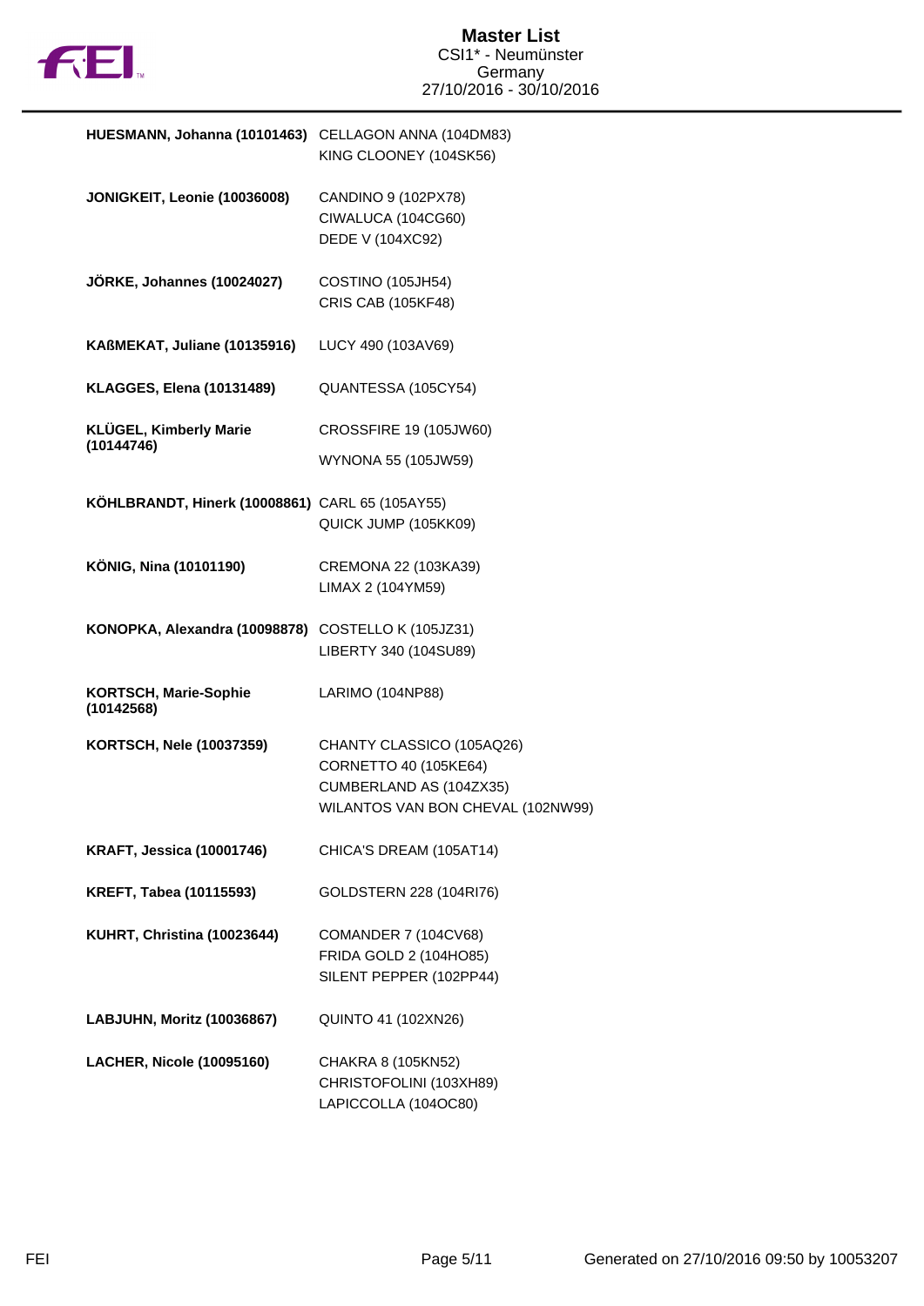| Rider | Horses |
|---|---|
| **HUESMANN, Johanna (10101463)** | CELLAGON ANNA (104DM83)<br>KING CLOONEY (104SK56) |
| **JONIGKEIT, Leonie (10036008)** | CANDINO 9 (102PX78)<br>CIWALUCA (104CG60)<br>DEDE V (104XC92) |
| **JÖRKE, Johannes (10024027)** | COSTINO (105JH54)<br>CRIS CAB (105KF48) |
| **KAßMEKAT, Juliane (10135916)** | LUCY 490 (103AV69) |
| **KLAGGES, Elena (10131489)** | QUANTESSA (105CY54) |
| **KLÜGEL, Kimberly Marie (10144746)** | CROSSFIRE 19 (105JW60)<br>WYNONA 55 (105JW59) |
| **KÖHLBRANDT, Hinerk (10008861)** | CARL 65 (105AY55)<br>QUICK JUMP (105KK09) |
| **KÖNIG, Nina (10101190)** | CREMONA 22 (103KA39)<br>LIMAX 2 (104YM59) |
| **KONOPKA, Alexandra (10098878)** | COSTELLO K (105JZ31)<br>LIBERTY 340 (104SU89) |
| **KORTSCH, Marie-Sophie (10142568)** | LARIMO (104NP88) |
| **KORTSCH, Nele (10037359)** | CHANTY CLASSICO (105AQ26)<br>CORNETTO 40 (105KE64)<br>CUMBERLAND AS (104ZX35)<br>WILANTOS VAN BON CHEVAL (102NW99) |
| **KRAFT, Jessica (10001746)** | CHICA'S DREAM (105AT14) |
| **KREFT, Tabea (10115593)** | GOLDSTERN 228 (104RI76) |
| **KUHRT, Christina (10023644)** | COMANDER 7 (104CV68)<br>FRIDA GOLD 2 (104HO85)<br>SILENT PEPPER (102PP44) |
| **LABJUHN, Moritz (10036867)** | QUINTO 41 (102XN26) |
| **LACHER, Nicole (10095160)** | CHAKRA 8 (105KN52)<br>CHRISTOFOLINI (103XH89)<br>LAPICCOLLA (104OC80) |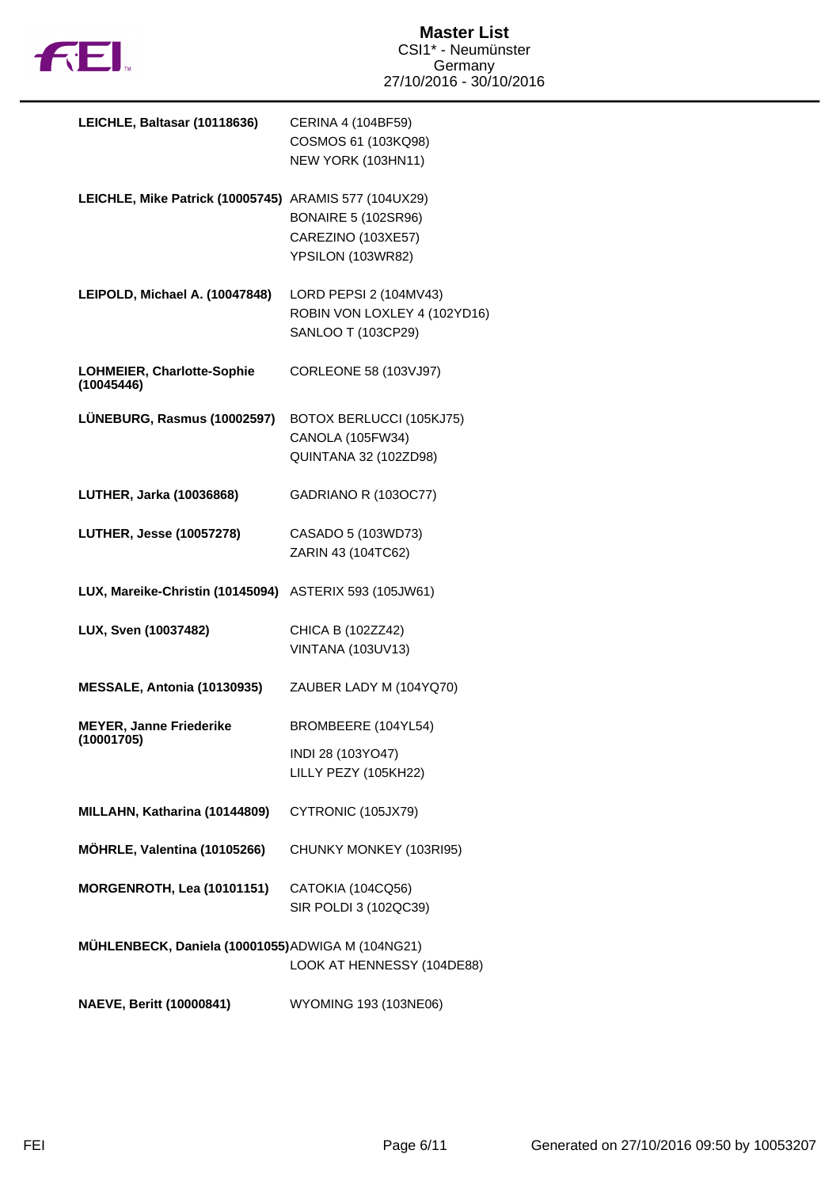# Master List
CSI1* - Neumünster
Germany
27/10/2016 - 30/10/2016

| Rider | Horses |
| --- | --- |
| **LEICHLE, Baltasar (10118636)** | CERINA 4 (104BF59)<br>COSMOS 61 (103KQ98)<br>NEW YORK (103HN11) |
| **LEICHLE, Mike Patrick (10005745)** | ARAMIS 577 (104UX29)<br>BONAIRE 5 (102SR96)<br>CAREZINO (103XE57)<br>YPSILON (103WR82) |
| **LEIPOLD, Michael A. (10047848)** | LORD PEPSI 2 (104MV43)<br>ROBIN VON LOXLEY 4 (102YD16)<br>SANLOO T (103CP29) |
| **LOHMEIER, Charlotte-Sophie (10045446)** | CORLEONE 58 (103VJ97) |
| **LÜNEBURG, Rasmus (10002597)** | BOTOX BERLUCCI (105KJ75)<br>CANOLA (105FW34)<br>QUINTANA 32 (102ZD98) |
| **LUTHER, Jarka (10036868)** | GADRIANO R (103OC77) |
| **LUTHER, Jesse (10057278)** | CASADO 5 (103WD73)<br>ZARIN 43 (104TC62) |
| **LUX, Mareike-Christin (10145094)** | ASTERIX 593 (105JW61) |
| **LUX, Sven (10037482)** | CHICA B (102ZZ42)<br>VINTANA (103UV13) |
| **MESSALE, Antonia (10130935)** | ZAUBER LADY M (104YQ70) |
| **MEYER, Janne Friederike (10001705)** | BROMBEERE (104YL54)<br>INDI 28 (103YO47)<br>LILLY PEZY (105KH22) |
| **MILLAHN, Katharina (10144809)** | CYTRONIC (105JX79) |
| **MÖHRLE, Valentina (10105266)** | CHUNKY MONKEY (103RI95) |
| **MORGENROTH, Lea (10101151)** | CATOKIA (104CQ56)<br>SIR POLDI 3 (102QC39) |
| **MÜHLENBECK, Daniela (10001055)** | ADWIGA M (104NG21)<br>LOOK AT HENNESSY (104DE88) |
| **NAEVE, Beritt (10000841)** | WYOMING 193 (103NE06) |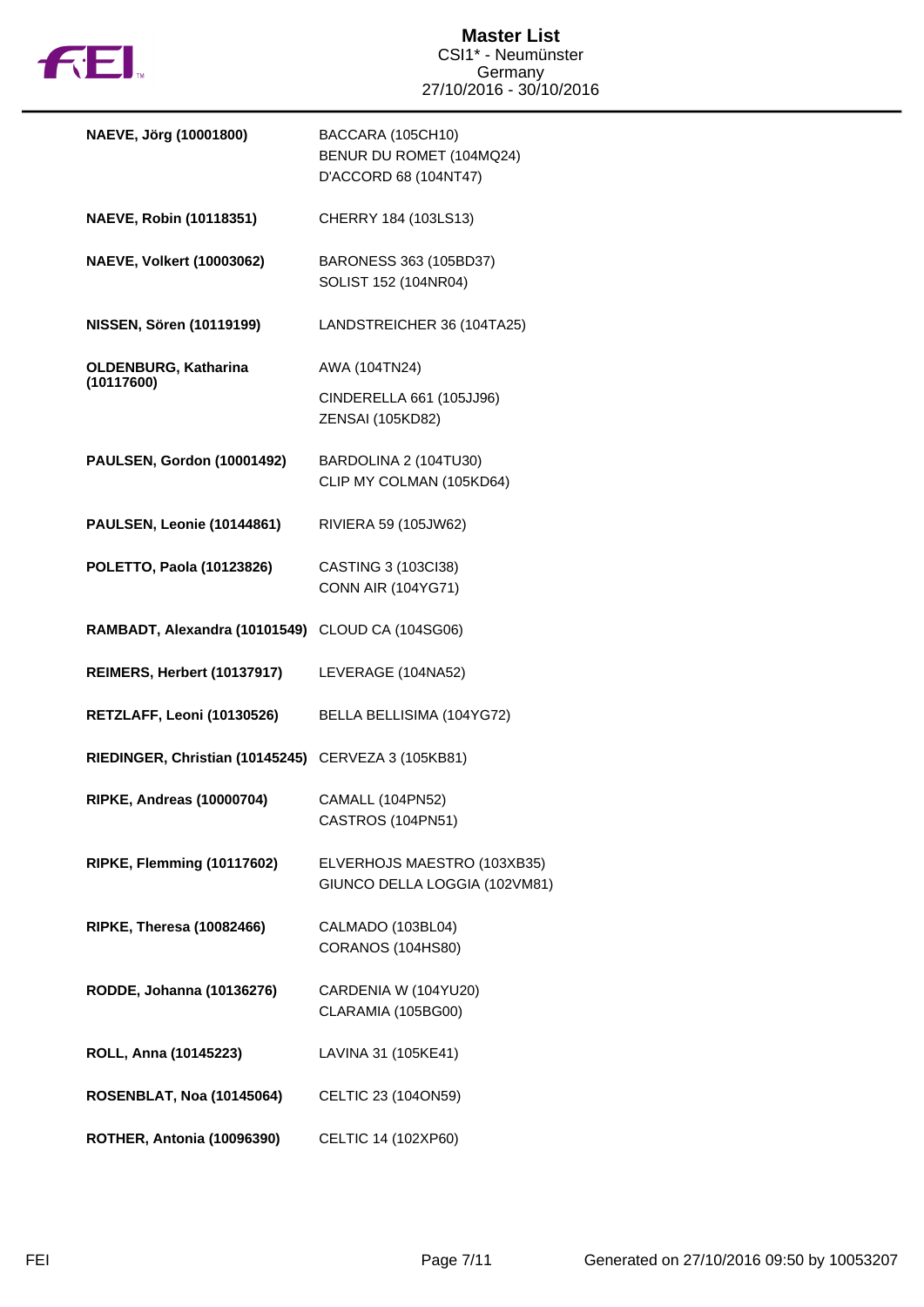# Master List

CSI1* - Neumünster
Germany
27/10/2016 - 30/10/2016

| Rider | Horses |
| --- | --- |
| **NAEVE, Jörg (10001800)** | BACCARA (105CH10)<br>BENUR DU ROMET (104MQ24)<br>D'ACCORD 68 (104NT47) |
| **NAEVE, Robin (10118351)** | CHERRY 184 (103LS13) |
| **NAEVE, Volkert (10003062)** | BARONESS 363 (105BD37)<br>SOLIST 152 (104NR04) |
| **NISSEN, Sören (10119199)** | LANDSTREICHER 36 (104TA25) |
| **OLDENBURG, Katharina (10117600)** | AWA (104TN24)<br>CINDERELLA 661 (105JJ96)<br>ZENSAI (105KD82) |
| **PAULSEN, Gordon (10001492)** | BARDOLINA 2 (104TU30)<br>CLIP MY COLMAN (105KD64) |
| **PAULSEN, Leonie (10144861)** | RIVIERA 59 (105JW62) |
| **POLETTO, Paola (10123826)** | CASTING 3 (103CI38)<br>CONN AIR (104YG71) |
| **RAMBADT, Alexandra (10101549)** | CLOUD CA (104SG06) |
| **REIMERS, Herbert (10137917)** | LEVERAGE (104NA52) |
| **RETZLAFF, Leoni (10130526)** | BELLA BELLISIMA (104YG72) |
| **RIEDINGER, Christian (10145245)** | CERVEZA 3 (105KB81) |
| **RIPKE, Andreas (10000704)** | CAMALL (104PN52)<br>CASTROS (104PN51) |
| **RIPKE, Flemming (10117602)** | ELVERHOJS MAESTRO (103XB35)<br>GIUNCO DELLA LOGGIA (102VM81) |
| **RIPKE, Theresa (10082466)** | CALMADO (103BL04)<br>CORANOS (104HS80) |
| **RODDE, Johanna (10136276)** | CARDENIA W (104YU20)<br>CLARAMIA (105BG00) |
| **ROLL, Anna (10145223)** | LAVINA 31 (105KE41) |
| **ROSENBLAT, Noa (10145064)** | CELTIC 23 (104ON59) |
| **ROTHER, Antonia (10096390)** | CELTIC 14 (102XP60) |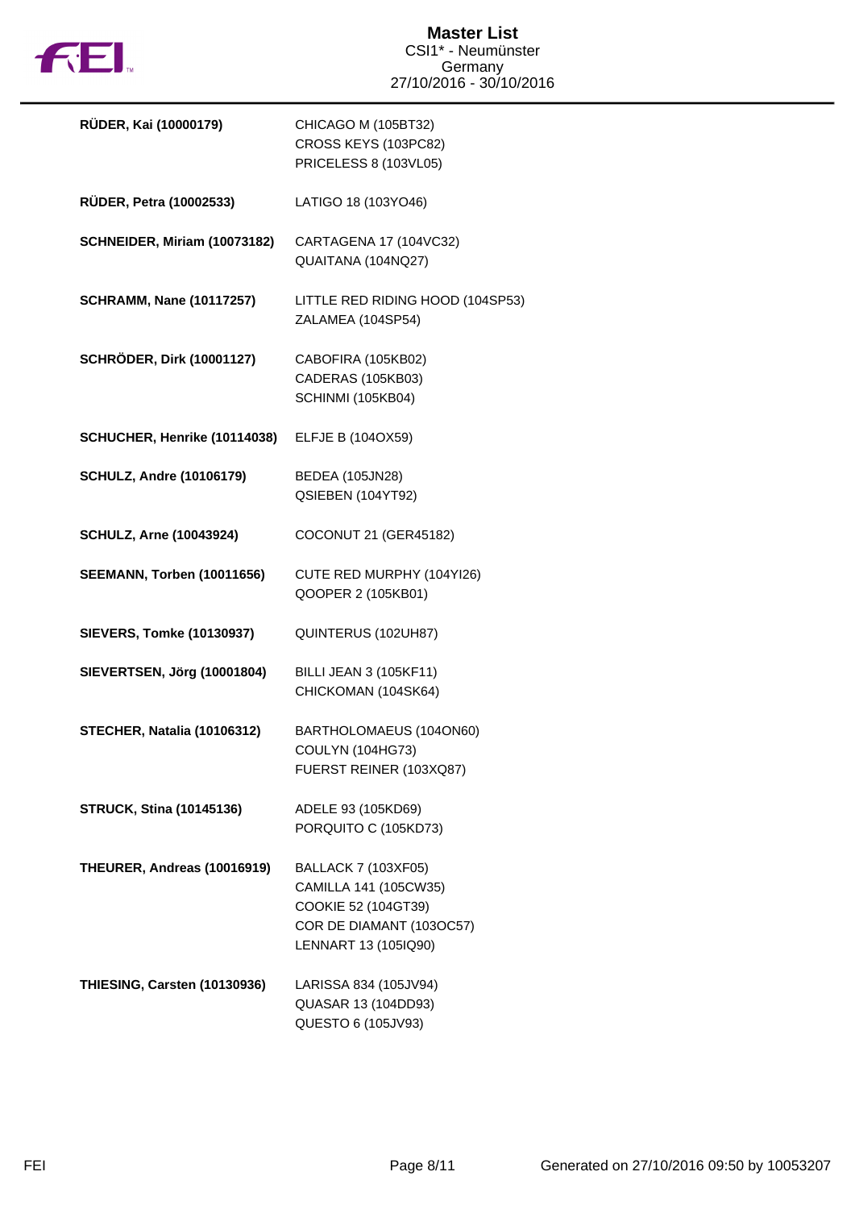# Master List

CSI1* - Neumünster
Germany
27/10/2016 - 30/10/2016

| Rider | Horses |
|---|---|
| **RÜDER, Kai (10000179)** | CHICAGO M (105BT32)<br>CROSS KEYS (103PC82)<br>PRICELESS 8 (103VL05) |
| **RÜDER, Petra (10002533)** | LATIGO 18 (103YO46) |
| **SCHNEIDER, Miriam (10073182)** | CARTAGENA 17 (104VC32)<br>QUAITANA (104NQ27) |
| **SCHRAMM, Nane (10117257)** | LITTLE RED RIDING HOOD (104SP53)<br>ZALAMEA (104SP54) |
| **SCHRÖDER, Dirk (10001127)** | CABOFIRA (105KB02)<br>CADERAS (105KB03)<br>SCHINMI (105KB04) |
| **SCHUCHER, Henrike (10114038)** | ELFJE B (104OX59) |
| **SCHULZ, Andre (10106179)** | BEDEA (105JN28)<br>QSIEBEN (104YT92) |
| **SCHULZ, Arne (10043924)** | COCONUT 21 (GER45182) |
| **SEEMANN, Torben (10011656)** | CUTE RED MURPHY (104YI26)<br>QOOPER 2 (105KB01) |
| **SIEVERS, Tomke (10130937)** | QUINTERUS (102UH87) |
| **SIEVERTSEN, Jörg (10001804)** | BILLI JEAN 3 (105KF11)<br>CHICKOMAN (104SK64) |
| **STECHER, Natalia (10106312)** | BARTHOLOMAEUS (104ON60)<br>COULYN (104HG73)<br>FUERST REINER (103XQ87) |
| **STRUCK, Stina (10145136)** | ADELE 93 (105KD69)<br>PORQUITO C (105KD73) |
| **THEURER, Andreas (10016919)** | BALLACK 7 (103XF05)<br>CAMILLA 141 (105CW35)<br>COOKIE 52 (104GT39)<br>COR DE DIAMANT (103OC57)<br>LENNART 13 (105IQ90) |
| **THIESING, Carsten (10130936)** | LARISSA 834 (105JV94)<br>QUASAR 13 (104DD93)<br>QUESTO 6 (105JV93) |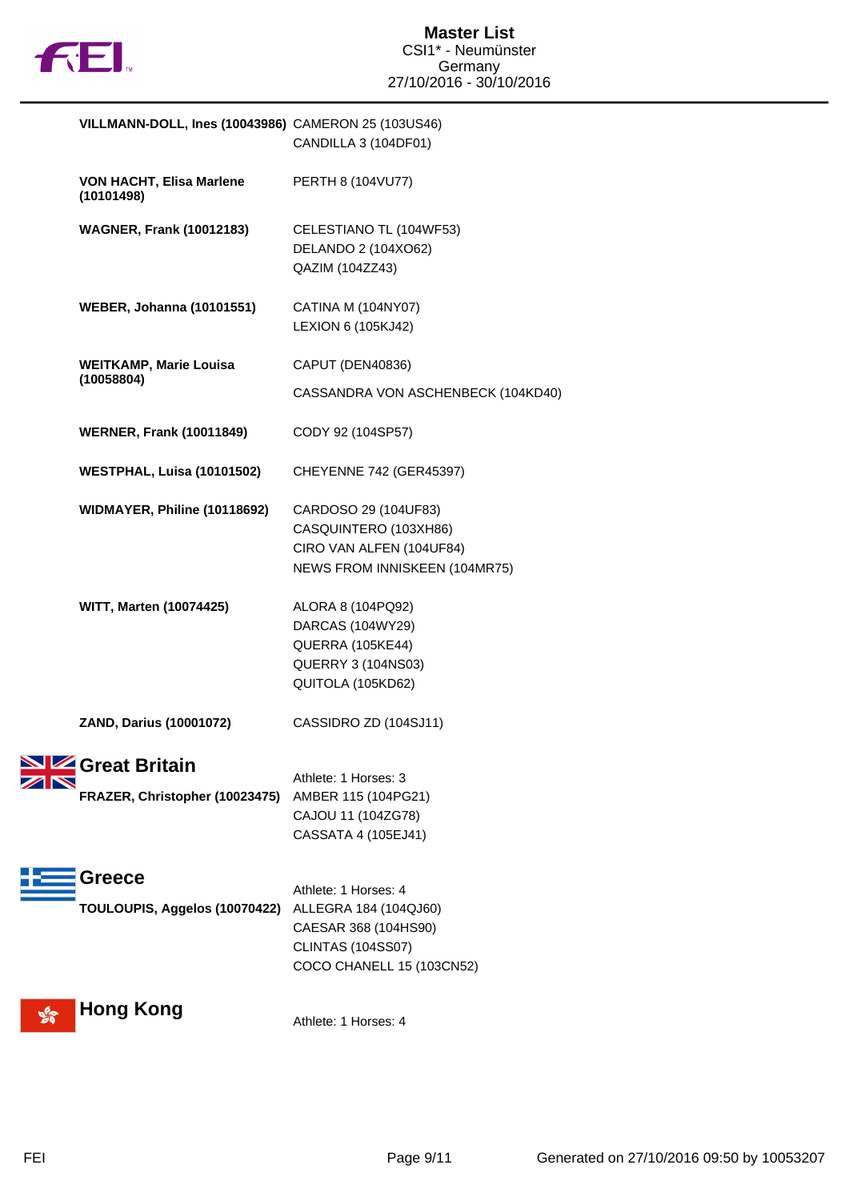| Athlete | Horses |
| --- | --- |
| **VILLMANN-DOLL, Ines (10043986)** | CAMERON 25 (103US46)<br>CANDILLA 3 (104DF01) |
| **VON HACHT, Elisa Marlene (10101498)** | PERTH 8 (104VU77) |
| **WAGNER, Frank (10012183)** | CELESTIANO TL (104WF53)<br>DELANDO 2 (104XO62)<br>QAZIM (104ZZ43) |
| **WEBER, Johanna (10101551)** | CATINA M (104NY07)<br>LEXION 6 (105KJ42) |
| **WEITKAMP, Marie Louisa (10058804)** | CAPUT (DEN40836)<br>CASSANDRA VON ASCHENBECK (104KD40) |
| **WERNER, Frank (10011849)** | CODY 92 (104SP57) |
| **WESTPHAL, Luisa (10101502)** | CHEYENNE 742 (GER45397) |
| **WIDMAYER, Philine (10118692)** | CARDOSO 29 (104UF83)<br>CASQUINTERO (103XH86)<br>CIRO VAN ALFEN (104UF84)<br>NEWS FROM INNISKEEN (104MR75) |
| **WITT, Marten (10074425)** | ALORA 8 (104PQ92)<br>DARCAS (104WY29)<br>QUERRA (105KE44)<br>QUERRY 3 (104NS03)<br>QUITOLA (105KD62) |
| **ZAND, Darius (10001072)** | CASSIDRO ZD (104SJ11) |

## Great Britain

Athlete: 1 Horses: 3

| Athlete | Horses |
| --- | --- |
| **FRAZER, Christopher (10023475)** | AMBER 115 (104PG21)<br>CAJOU 11 (104ZG78)<br>CASSATA 4 (105EJ41) |

## Greece

Athlete: 1 Horses: 4

| Athlete | Horses |
| --- | --- |
| **TOULOUPIS, Aggelos (10070422)** | ALLEGRA 184 (104QJ60)<br>CAESAR 368 (104HS90)<br>CLINTAS (104SS07)<br>COCO CHANELL 15 (103CN52) |

## Hong Kong

Athlete: 1 Horses: 4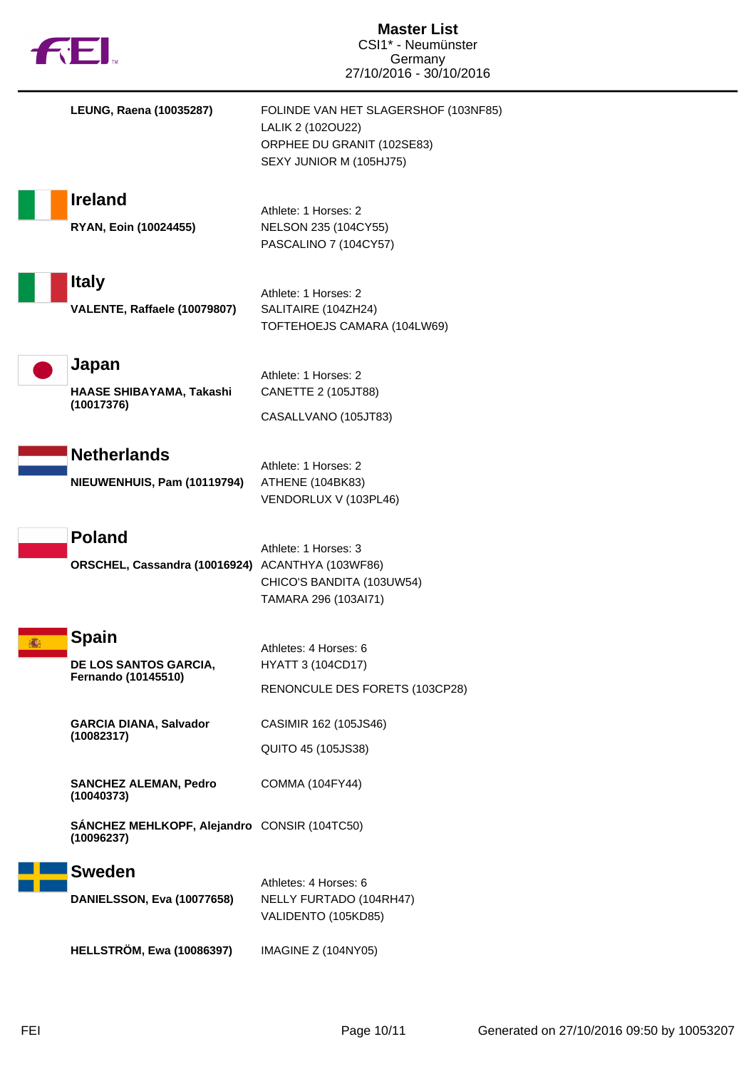**LEUNG, Raena (10035287)**
FOLINDE VAN HET SLAGERSHOF (103NF85)
LALIK 2 (102OU22)
ORPHEE DU GRANIT (102SE83)
SEXY JUNIOR M (105HJ75)

## Ireland

Athlete: 1 Horses: 2

**RYAN, Eoin (10024455)**
NELSON 235 (104CY55)
PASCALINO 7 (104CY57)

## Italy

Athlete: 1 Horses: 2

**VALENTE, Raffaele (10079807)**
SALITAIRE (104ZH24)
TOFTEHOEJS CAMARA (104LW69)

## Japan

Athlete: 1 Horses: 2

**HAASE SHIBAYAMA, Takashi (10017376)**
CANETTE 2 (105JT88)
CASALLVANO (105JT83)

## Netherlands

Athlete: 1 Horses: 2

**NIEUWENHUIS, Pam (10119794)**
ATHENE (104BK83)
VENDORLUX V (103PL46)

## Poland

Athlete: 1 Horses: 3

**ORSCHEL, Cassandra (10016924)**
ACANTHYA (103WF86)
CHICO'S BANDITA (103UW54)
TAMARA 296 (103AI71)

## Spain

Athletes: 4 Horses: 6

**DE LOS SANTOS GARCIA, Fernando (10145510)**
HYATT 3 (104CD17)
RENONCULE DES FORETS (103CP28)

**GARCIA DIANA, Salvador (10082317)**
CASIMIR 162 (105JS46)
QUITO 45 (105JS38)

**SANCHEZ ALEMAN, Pedro (10040373)**
COMMA (104FY44)

**SÁNCHEZ MEHLKOPF, Alejandro (10096237)**
CONSIR (104TC50)

## Sweden

Athletes: 4 Horses: 6

**DANIELSSON, Eva (10077658)**
NELLY FURTADO (104RH47)
VALIDENTO (105KD85)

**HELLSTRÖM, Ewa (10086397)**
IMAGINE Z (104NY05)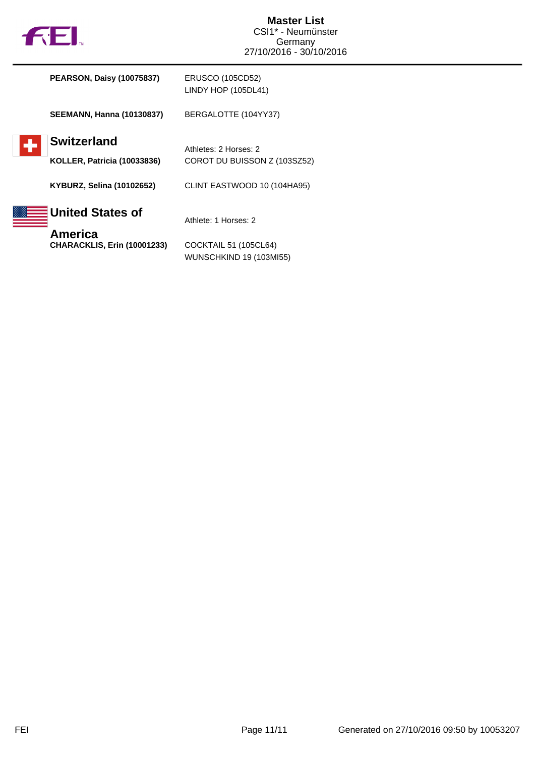**PEARSON, Daisy (10075837)**
ERUSCO (105CD52)
LINDY HOP (105DL41)

**SEEMANN, Hanna (10130837)**
BERGALOTTE (104YY37)

## Switzerland

Athletes: 2 Horses: 2

**KOLLER, Patricia (10033836)**
COROT DU BUISSON Z (103SZ52)

**KYBURZ, Selina (10102652)**
CLINT EASTWOOD 10 (104HA95)

## United States of America

Athlete: 1 Horses: 2

**CHARACKLIS, Erin (10001233)**
COCKTAIL 51 (105CL64)
WUNSCHKIND 19 (103MI55)